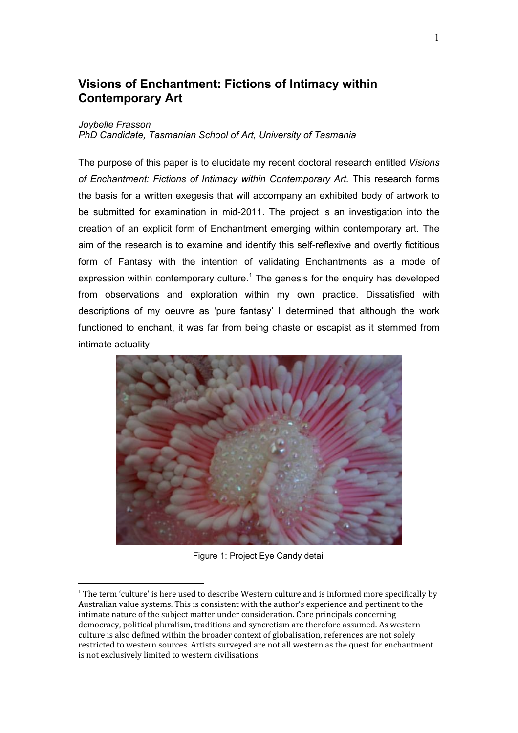# Visions of Enchantment: Fictions of Intimacy within Contemporary Art

*Joybelle Frasson*
*PhD Candidate, Tasmanian School of Art, University of Tasmania*

The purpose of this paper is to elucidate my recent doctoral research entitled *Visions of Enchantment: Fictions of Intimacy within Contemporary Art.* This research forms the basis for a written exegesis that will accompany an exhibited body of artwork to be submitted for examination in mid-2011. The project is an investigation into the creation of an explicit form of Enchantment emerging within contemporary art. The aim of the research is to examine and identify this self-reflexive and overtly fictitious form of Fantasy with the intention of validating Enchantments as a mode of expression within contemporary culture.[1] The genesis for the enquiry has developed from observations and exploration within my own practice. Dissatisfied with descriptions of my oeuvre as 'pure fantasy' I determined that although the work functioned to enchant, it was far from being chaste or escapist as it stemmed from intimate actuality.

Figure 1: Project Eye Candy detail

---

[1] The term 'culture' is here used to describe Western culture and is informed more specifically by Australian value systems. This is consistent with the author's experience and pertinent to the intimate nature of the subject matter under consideration. Core principals concerning democracy, political pluralism, traditions and syncretism are therefore assumed. As western culture is also defined within the broader context of globalisation, references are not solely restricted to western sources. Artists surveyed are not all western as the quest for enchantment is not exclusively limited to western civilisations.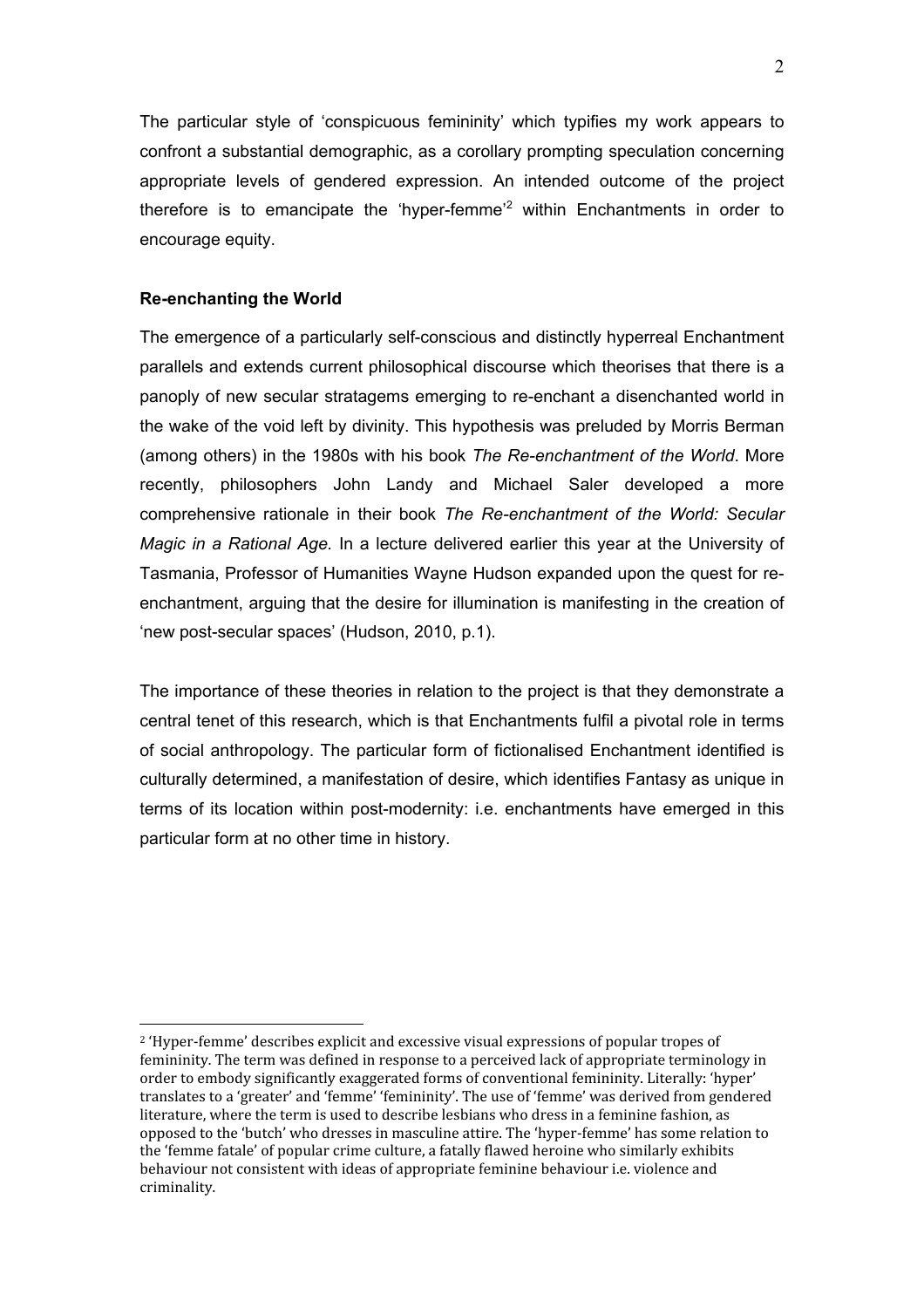The particular style of 'conspicuous femininity' which typifies my work appears to confront a substantial demographic, as a corollary prompting speculation concerning appropriate levels of gendered expression. An intended outcome of the project therefore is to emancipate the 'hyper-femme'[2] within Enchantments in order to encourage equity.

**Re-enchanting the World**

The emergence of a particularly self-conscious and distinctly hyperreal Enchantment parallels and extends current philosophical discourse which theorises that there is a panoply of new secular stratagems emerging to re-enchant a disenchanted world in the wake of the void left by divinity. This hypothesis was preluded by Morris Berman (among others) in the 1980s with his book *The Re-enchantment of the World*. More recently, philosophers John Landy and Michael Saler developed a more comprehensive rationale in their book *The Re-enchantment of the World: Secular Magic in a Rational Age.* In a lecture delivered earlier this year at the University of Tasmania, Professor of Humanities Wayne Hudson expanded upon the quest for re-enchantment, arguing that the desire for illumination is manifesting in the creation of 'new post-secular spaces' (Hudson, 2010, p.1).

The importance of these theories in relation to the project is that they demonstrate a central tenet of this research, which is that Enchantments fulfil a pivotal role in terms of social anthropology. The particular form of fictionalised Enchantment identified is culturally determined, a manifestation of desire, which identifies Fantasy as unique in terms of its location within post-modernity: i.e. enchantments have emerged in this particular form at no other time in history.

---

[2] 'Hyper-femme' describes explicit and excessive visual expressions of popular tropes of femininity. The term was defined in response to a perceived lack of appropriate terminology in order to embody significantly exaggerated forms of conventional femininity. Literally: 'hyper' translates to a 'greater' and 'femme' 'femininity'. The use of 'femme' was derived from gendered literature, where the term is used to describe lesbians who dress in a feminine fashion, as opposed to the 'butch' who dresses in masculine attire. The 'hyper-femme' has some relation to the 'femme fatale' of popular crime culture, a fatally flawed heroine who similarly exhibits behaviour not consistent with ideas of appropriate feminine behaviour i.e. violence and criminality.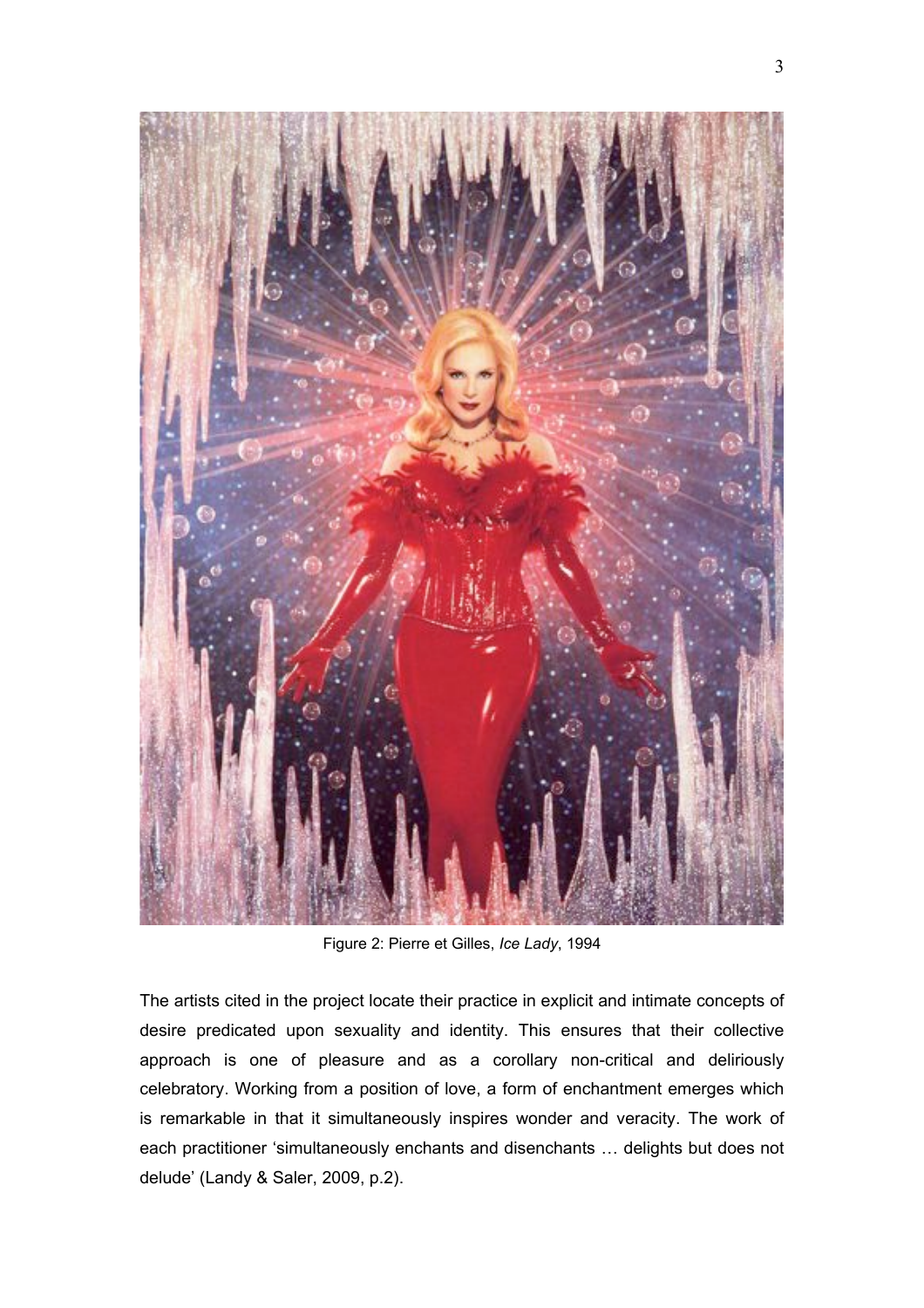Figure 2: Pierre et Gilles, *Ice Lady*, 1994

The artists cited in the project locate their practice in explicit and intimate concepts of desire predicated upon sexuality and identity. This ensures that their collective approach is one of pleasure and as a corollary non-critical and deliriously celebratory. Working from a position of love, a form of enchantment emerges which is remarkable in that it simultaneously inspires wonder and veracity. The work of each practitioner 'simultaneously enchants and disenchants … delights but does not delude' (Landy & Saler, 2009, p.2).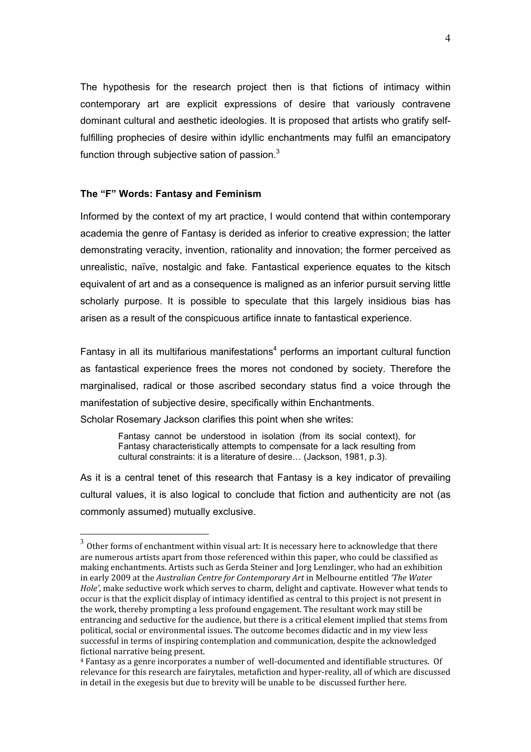The hypothesis for the research project then is that fictions of intimacy within contemporary art are explicit expressions of desire that variously contravene dominant cultural and aesthetic ideologies. It is proposed that artists who gratify self-fulfilling prophecies of desire within idyllic enchantments may fulfil an emancipatory function through subjective sation of passion.[3]

**The "F" Words: Fantasy and Feminism**

Informed by the context of my art practice, I would contend that within contemporary academia the genre of Fantasy is derided as inferior to creative expression; the latter demonstrating veracity, invention, rationality and innovation; the former perceived as unrealistic, naïve, nostalgic and fake. Fantastical experience equates to the kitsch equivalent of art and as a consequence is maligned as an inferior pursuit serving little scholarly purpose. It is possible to speculate that this largely insidious bias has arisen as a result of the conspicuous artifice innate to fantastical experience.

Fantasy in all its multifarious manifestations[4] performs an important cultural function as fantastical experience frees the mores not condoned by society. Therefore the marginalised, radical or those ascribed secondary status find a voice through the manifestation of subjective desire, specifically within Enchantments.
Scholar Rosemary Jackson clarifies this point when she writes:

> Fantasy cannot be understood in isolation (from its social context), for Fantasy characteristically attempts to compensate for a lack resulting from cultural constraints: it is a literature of desire… (Jackson, 1981, p.3).

As it is a central tenet of this research that Fantasy is a key indicator of prevailing cultural values, it is also logical to conclude that fiction and authenticity are not (as commonly assumed) mutually exclusive.

---

[3] Other forms of enchantment within visual art: It is necessary here to acknowledge that there are numerous artists apart from those referenced within this paper, who could be classified as making enchantments. Artists such as Gerda Steiner and Jorg Lenzlinger, who had an exhibition in early 2009 at the *Australian Centre for Contemporary Art* in Melbourne entitled *'The Water Hole'*, make seductive work which serves to charm, delight and captivate. However what tends to occur is that the explicit display of intimacy identified as central to this project is not present in the work, thereby prompting a less profound engagement. The resultant work may still be entrancing and seductive for the audience, but there is a critical element implied that stems from political, social or environmental issues. The outcome becomes didactic and in my view less successful in terms of inspiring contemplation and communication, despite the acknowledged fictional narrative being present.

[4] Fantasy as a genre incorporates a number of well-documented and identifiable structures. Of relevance for this research are fairytales, metafiction and hyper-reality, all of which are discussed in detail in the exegesis but due to brevity will be unable to be discussed further here.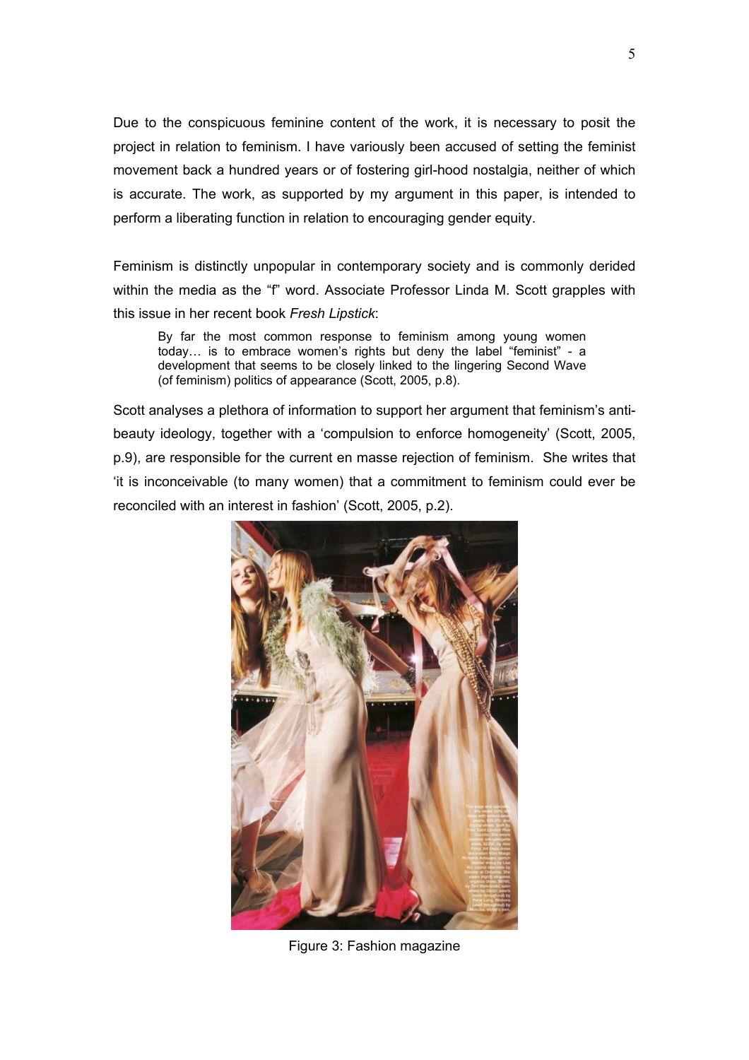Due to the conspicuous feminine content of the work, it is necessary to posit the project in relation to feminism. I have variously been accused of setting the feminist movement back a hundred years or of fostering girl-hood nostalgia, neither of which is accurate. The work, as supported by my argument in this paper, is intended to perform a liberating function in relation to encouraging gender equity.

Feminism is distinctly unpopular in contemporary society and is commonly derided within the media as the "f" word. Associate Professor Linda M. Scott grapples with this issue in her recent book *Fresh Lipstick*:

> By far the most common response to feminism among young women today… is to embrace women's rights but deny the label "feminist" - a development that seems to be closely linked to the lingering Second Wave (of feminism) politics of appearance (Scott, 2005, p.8).

Scott analyses a plethora of information to support her argument that feminism's anti-beauty ideology, together with a 'compulsion to enforce homogeneity' (Scott, 2005, p.9), are responsible for the current en masse rejection of feminism. She writes that 'it is inconceivable (to many women) that a commitment to feminism could ever be reconciled with an interest in fashion' (Scott, 2005, p.2).

Figure 3: Fashion magazine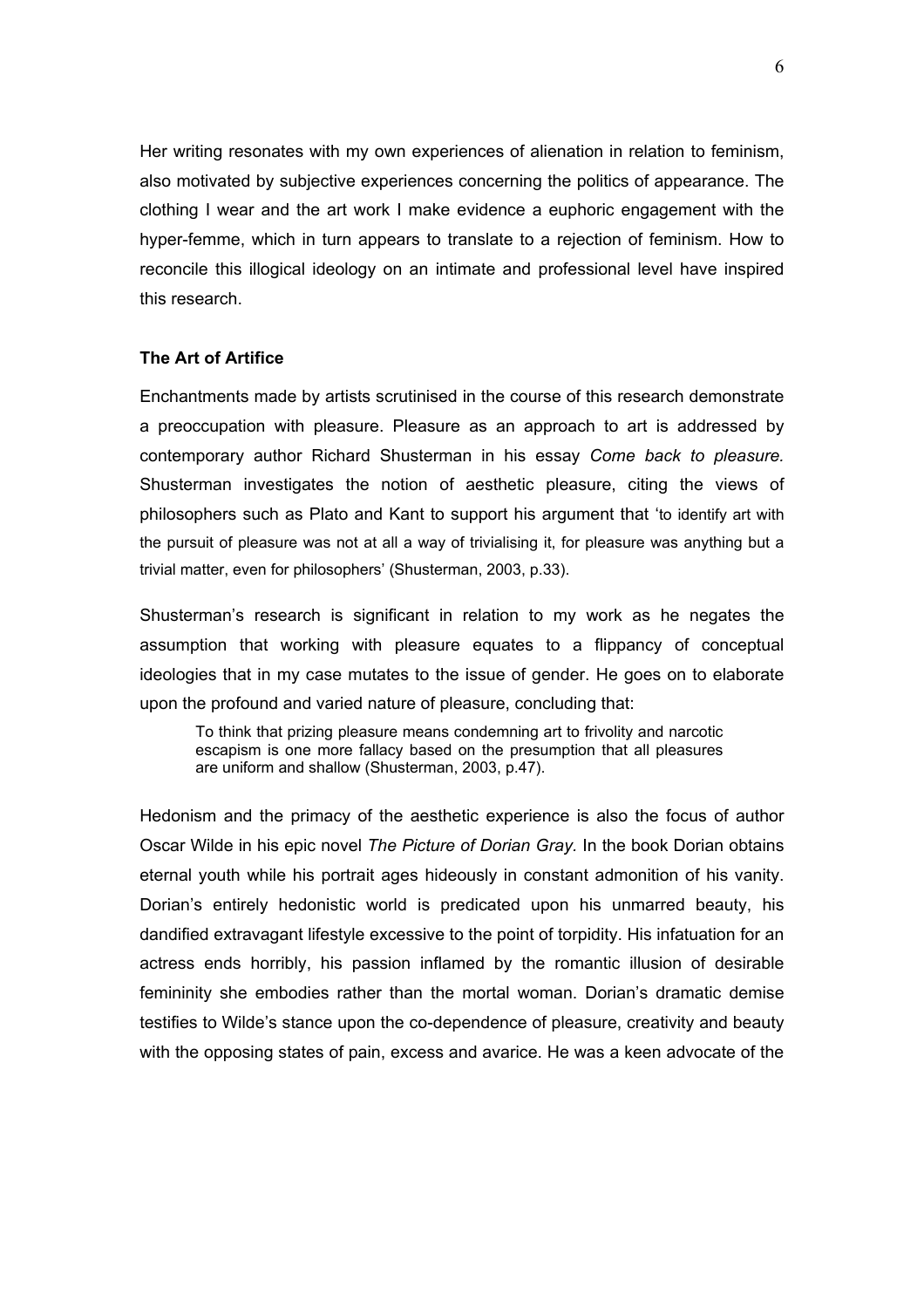Her writing resonates with my own experiences of alienation in relation to feminism, also motivated by subjective experiences concerning the politics of appearance. The clothing I wear and the art work I make evidence a euphoric engagement with the hyper-femme, which in turn appears to translate to a rejection of feminism. How to reconcile this illogical ideology on an intimate and professional level have inspired this research.

**The Art of Artifice**

Enchantments made by artists scrutinised in the course of this research demonstrate a preoccupation with pleasure. Pleasure as an approach to art is addressed by contemporary author Richard Shusterman in his essay *Come back to pleasure.* Shusterman investigates the notion of aesthetic pleasure, citing the views of philosophers such as Plato and Kant to support his argument that 'to identify art with the pursuit of pleasure was not at all a way of trivialising it, for pleasure was anything but a trivial matter, even for philosophers' (Shusterman, 2003, p.33).

Shusterman's research is significant in relation to my work as he negates the assumption that working with pleasure equates to a flippancy of conceptual ideologies that in my case mutates to the issue of gender. He goes on to elaborate upon the profound and varied nature of pleasure, concluding that:

> To think that prizing pleasure means condemning art to frivolity and narcotic escapism is one more fallacy based on the presumption that all pleasures are uniform and shallow (Shusterman, 2003, p.47).

Hedonism and the primacy of the aesthetic experience is also the focus of author Oscar Wilde in his epic novel *The Picture of Dorian Gray.* In the book Dorian obtains eternal youth while his portrait ages hideously in constant admonition of his vanity. Dorian's entirely hedonistic world is predicated upon his unmarred beauty, his dandified extravagant lifestyle excessive to the point of torpidity. His infatuation for an actress ends horribly, his passion inflamed by the romantic illusion of desirable femininity she embodies rather than the mortal woman. Dorian's dramatic demise testifies to Wilde's stance upon the co-dependence of pleasure, creativity and beauty with the opposing states of pain, excess and avarice. He was a keen advocate of the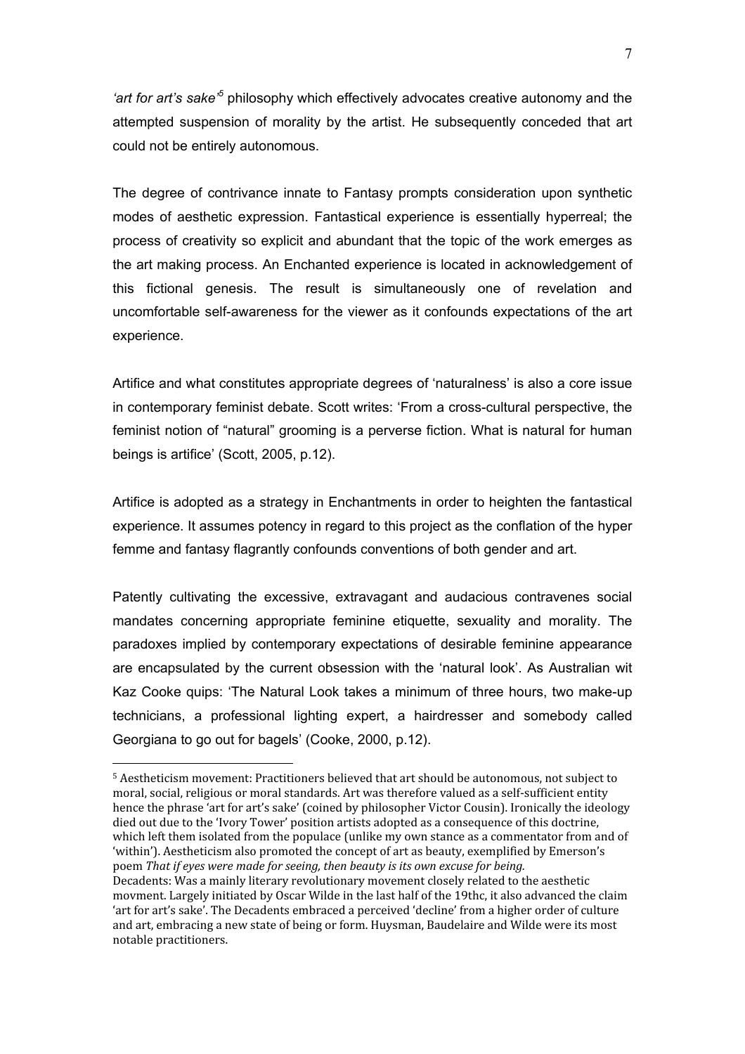*'art for art's sake'*[5] philosophy which effectively advocates creative autonomy and the attempted suspension of morality by the artist. He subsequently conceded that art could not be entirely autonomous.

The degree of contrivance innate to Fantasy prompts consideration upon synthetic modes of aesthetic expression. Fantastical experience is essentially hyperreal; the process of creativity so explicit and abundant that the topic of the work emerges as the art making process. An Enchanted experience is located in acknowledgement of this fictional genesis. The result is simultaneously one of revelation and uncomfortable self-awareness for the viewer as it confounds expectations of the art experience.

Artifice and what constitutes appropriate degrees of 'naturalness' is also a core issue in contemporary feminist debate. Scott writes: 'From a cross-cultural perspective, the feminist notion of "natural" grooming is a perverse fiction. What is natural for human beings is artifice' (Scott, 2005, p.12).

Artifice is adopted as a strategy in Enchantments in order to heighten the fantastical experience. It assumes potency in regard to this project as the conflation of the hyper femme and fantasy flagrantly confounds conventions of both gender and art.

Patently cultivating the excessive, extravagant and audacious contravenes social mandates concerning appropriate feminine etiquette, sexuality and morality. The paradoxes implied by contemporary expectations of desirable feminine appearance are encapsulated by the current obsession with the 'natural look'. As Australian wit Kaz Cooke quips: 'The Natural Look takes a minimum of three hours, two make-up technicians, a professional lighting expert, a hairdresser and somebody called Georgiana to go out for bagels' (Cooke, 2000, p.12).

---

[5] Aestheticism movement: Practitioners believed that art should be autonomous, not subject to moral, social, religious or moral standards. Art was therefore valued as a self-sufficient entity hence the phrase 'art for art's sake' (coined by philosopher Victor Cousin). Ironically the ideology died out due to the 'Ivory Tower' position artists adopted as a consequence of this doctrine, which left them isolated from the populace (unlike my own stance as a commentator from and of 'within'). Aestheticism also promoted the concept of art as beauty, exemplified by Emerson's poem *That if eyes were made for seeing, then beauty is its own excuse for being.*
Decadents: Was a mainly literary revolutionary movement closely related to the aesthetic movment. Largely initiated by Oscar Wilde in the last half of the 19thc, it also advanced the claim 'art for art's sake'. The Decadents embraced a perceived 'decline' from a higher order of culture and art, embracing a new state of being or form. Huysman, Baudelaire and Wilde were its most notable practitioners.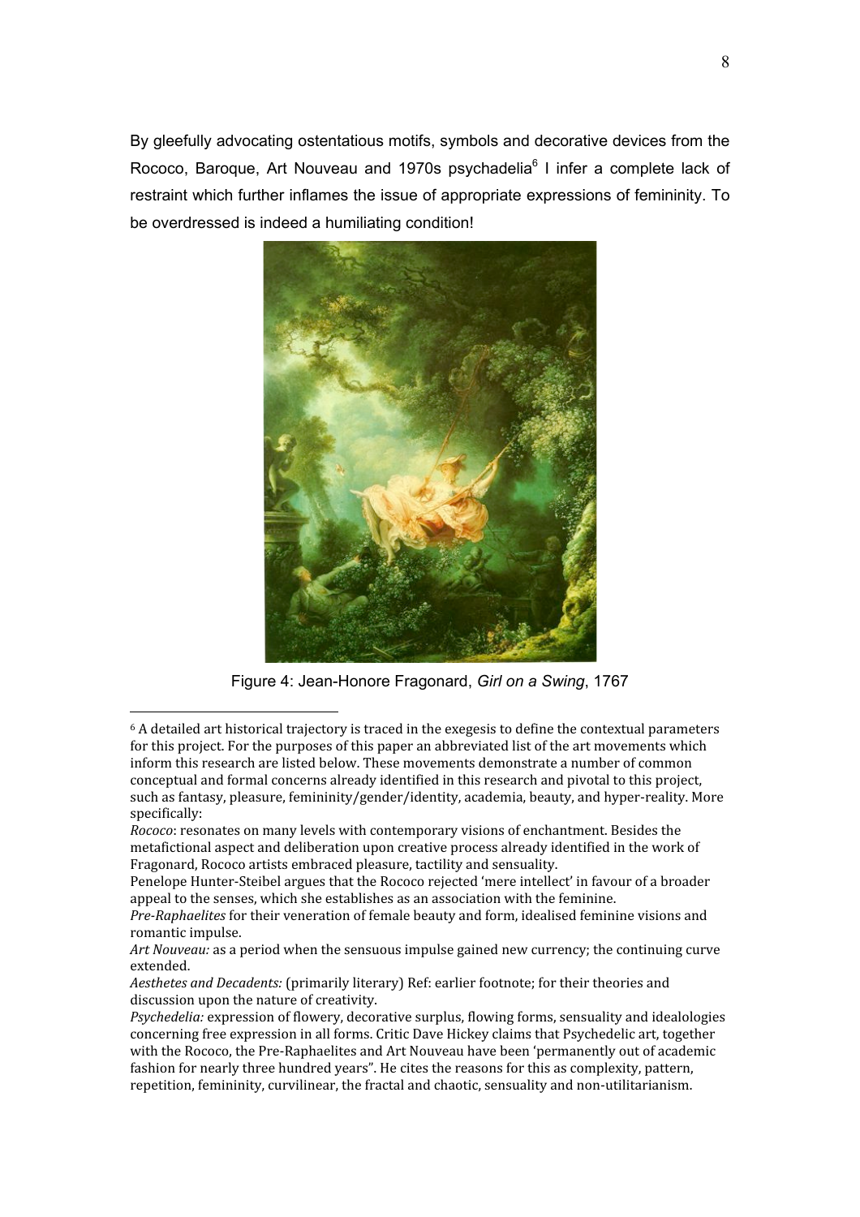By gleefully advocating ostentatious motifs, symbols and decorative devices from the Rococo, Baroque, Art Nouveau and 1970s psychadelia[6] I infer a complete lack of restraint which further inflames the issue of appropriate expressions of femininity. To be overdressed is indeed a humiliating condition!

Figure 4: Jean-Honore Fragonard, *Girl on a Swing*, 1767

---

[6] A detailed art historical trajectory is traced in the exegesis to define the contextual parameters for this project. For the purposes of this paper an abbreviated list of the art movements which inform this research are listed below. These movements demonstrate a number of common conceptual and formal concerns already identified in this research and pivotal to this project, such as fantasy, pleasure, femininity/gender/identity, academia, beauty, and hyper-reality. More specifically:

*Rococo*: resonates on many levels with contemporary visions of enchantment. Besides the metafictional aspect and deliberation upon creative process already identified in the work of Fragonard, Rococo artists embraced pleasure, tactility and sensuality.

Penelope Hunter-Steibel argues that the Rococo rejected 'mere intellect' in favour of a broader appeal to the senses, which she establishes as an association with the feminine.

*Pre-Raphaelites* for their veneration of female beauty and form, idealised feminine visions and romantic impulse.

*Art Nouveau:* as a period when the sensuous impulse gained new currency; the continuing curve extended.

*Aesthetes and Decadents:* (primarily literary) Ref: earlier footnote; for their theories and discussion upon the nature of creativity.

*Psychedelia:* expression of flowery, decorative surplus, flowing forms, sensuality and idealologies concerning free expression in all forms. Critic Dave Hickey claims that Psychedelic art, together with the Rococo, the Pre-Raphaelites and Art Nouveau have been 'permanently out of academic fashion for nearly three hundred years". He cites the reasons for this as complexity, pattern, repetition, femininity, curvilinear, the fractal and chaotic, sensuality and non-utilitarianism.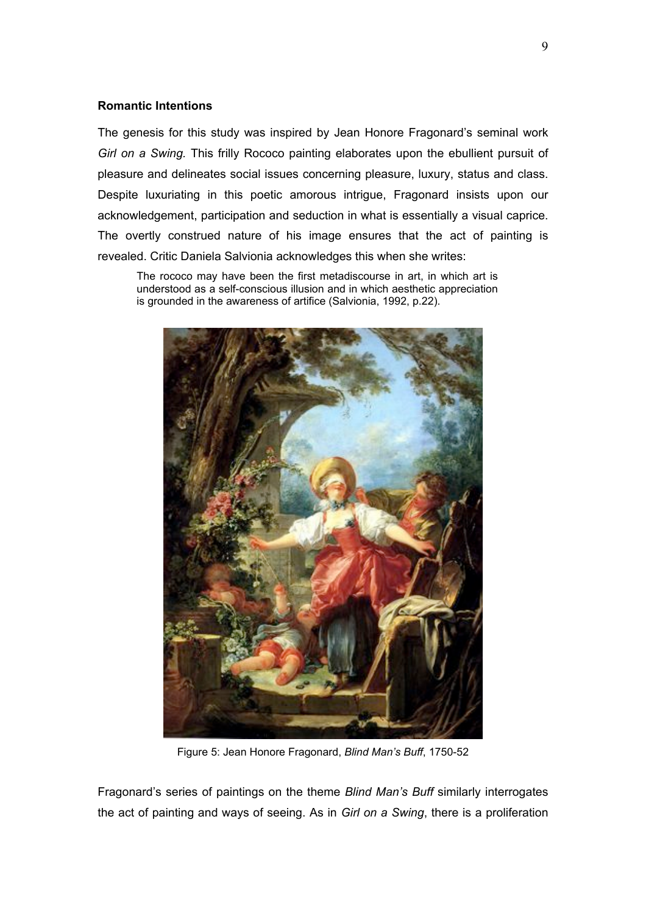### Romantic Intentions

The genesis for this study was inspired by Jean Honore Fragonard's seminal work *Girl on a Swing.* This frilly Rococo painting elaborates upon the ebullient pursuit of pleasure and delineates social issues concerning pleasure, luxury, status and class. Despite luxuriating in this poetic amorous intrigue, Fragonard insists upon our acknowledgement, participation and seduction in what is essentially a visual caprice. The overtly construed nature of his image ensures that the act of painting is revealed. Critic Daniela Salvionia acknowledges this when she writes:

> The rococo may have been the first metadiscourse in art, in which art is understood as a self-conscious illusion and in which aesthetic appreciation is grounded in the awareness of artifice (Salvionia, 1992, p.22).

Figure 5: Jean Honore Fragonard, *Blind Man's Buff*, 1750-52

Fragonard's series of paintings on the theme *Blind Man's Buff* similarly interrogates the act of painting and ways of seeing. As in *Girl on a Swing*, there is a proliferation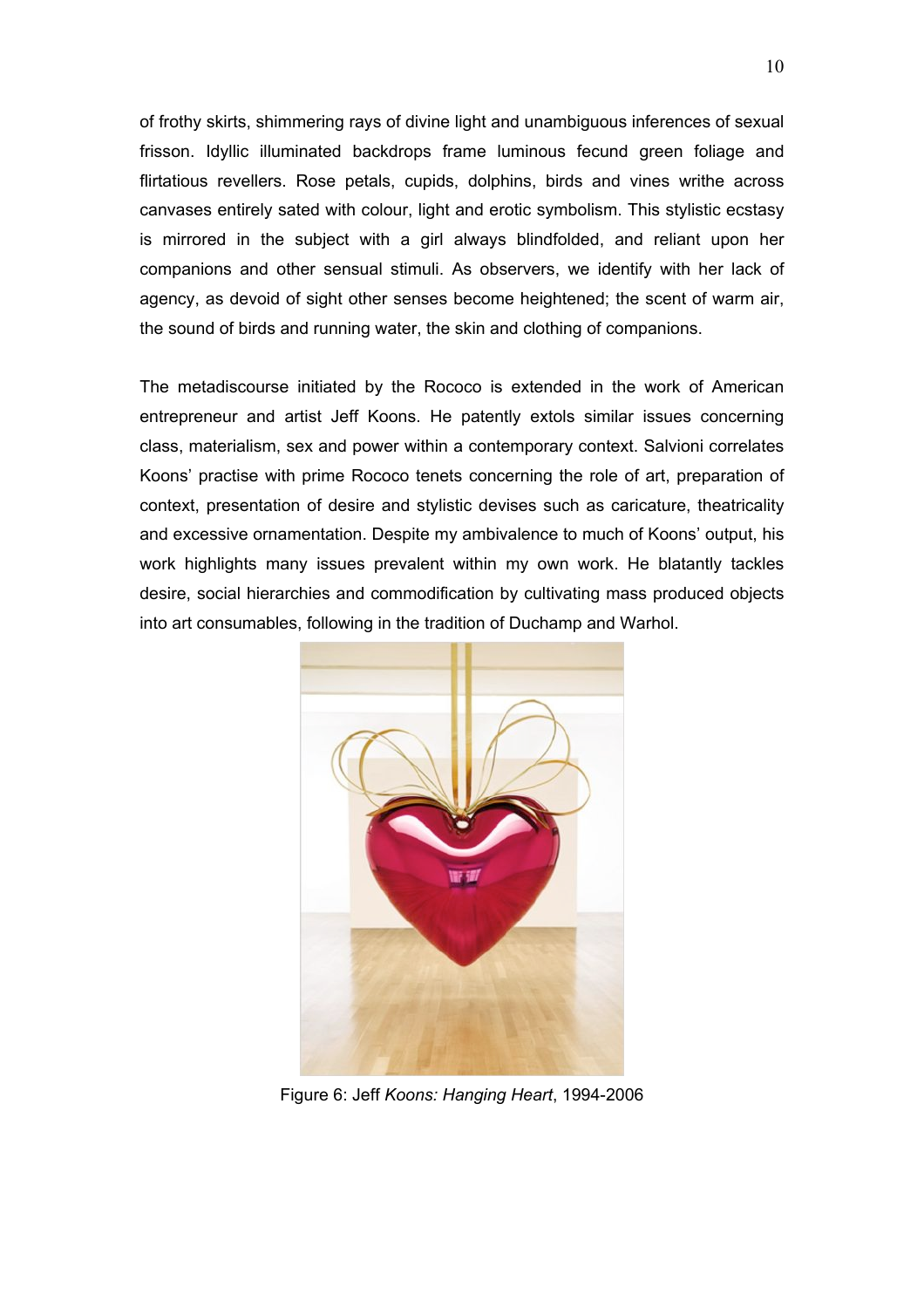of frothy skirts, shimmering rays of divine light and unambiguous inferences of sexual frisson. Idyllic illuminated backdrops frame luminous fecund green foliage and flirtatious revellers. Rose petals, cupids, dolphins, birds and vines writhe across canvases entirely sated with colour, light and erotic symbolism. This stylistic ecstasy is mirrored in the subject with a girl always blindfolded, and reliant upon her companions and other sensual stimuli. As observers, we identify with her lack of agency, as devoid of sight other senses become heightened; the scent of warm air, the sound of birds and running water, the skin and clothing of companions.

The metadiscourse initiated by the Rococo is extended in the work of American entrepreneur and artist Jeff Koons. He patently extols similar issues concerning class, materialism, sex and power within a contemporary context. Salvioni correlates Koons' practise with prime Rococo tenets concerning the role of art, preparation of context, presentation of desire and stylistic devises such as caricature, theatricality and excessive ornamentation. Despite my ambivalence to much of Koons' output, his work highlights many issues prevalent within my own work. He blatantly tackles desire, social hierarchies and commodification by cultivating mass produced objects into art consumables, following in the tradition of Duchamp and Warhol.

Figure 6: Jeff *Koons: Hanging Heart*, 1994-2006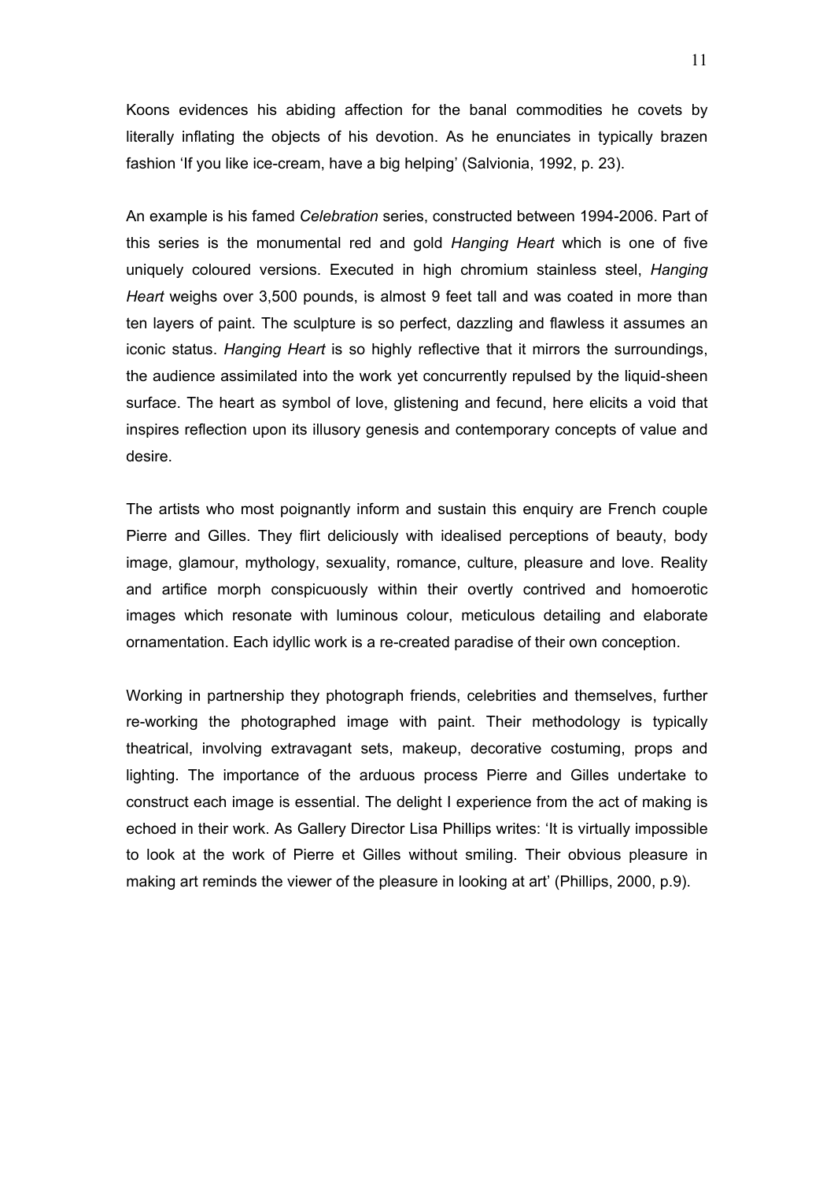Koons evidences his abiding affection for the banal commodities he covets by literally inflating the objects of his devotion. As he enunciates in typically brazen fashion 'If you like ice-cream, have a big helping' (Salvionia, 1992, p. 23).

An example is his famed *Celebration* series, constructed between 1994-2006. Part of this series is the monumental red and gold *Hanging Heart* which is one of five uniquely coloured versions. Executed in high chromium stainless steel, *Hanging Heart* weighs over 3,500 pounds, is almost 9 feet tall and was coated in more than ten layers of paint. The sculpture is so perfect, dazzling and flawless it assumes an iconic status. *Hanging Heart* is so highly reflective that it mirrors the surroundings, the audience assimilated into the work yet concurrently repulsed by the liquid-sheen surface. The heart as symbol of love, glistening and fecund, here elicits a void that inspires reflection upon its illusory genesis and contemporary concepts of value and desire.

The artists who most poignantly inform and sustain this enquiry are French couple Pierre and Gilles. They flirt deliciously with idealised perceptions of beauty, body image, glamour, mythology, sexuality, romance, culture, pleasure and love. Reality and artifice morph conspicuously within their overtly contrived and homoerotic images which resonate with luminous colour, meticulous detailing and elaborate ornamentation. Each idyllic work is a re-created paradise of their own conception.

Working in partnership they photograph friends, celebrities and themselves, further re-working the photographed image with paint. Their methodology is typically theatrical, involving extravagant sets, makeup, decorative costuming, props and lighting. The importance of the arduous process Pierre and Gilles undertake to construct each image is essential. The delight I experience from the act of making is echoed in their work. As Gallery Director Lisa Phillips writes: 'It is virtually impossible to look at the work of Pierre et Gilles without smiling. Their obvious pleasure in making art reminds the viewer of the pleasure in looking at art' (Phillips, 2000, p.9).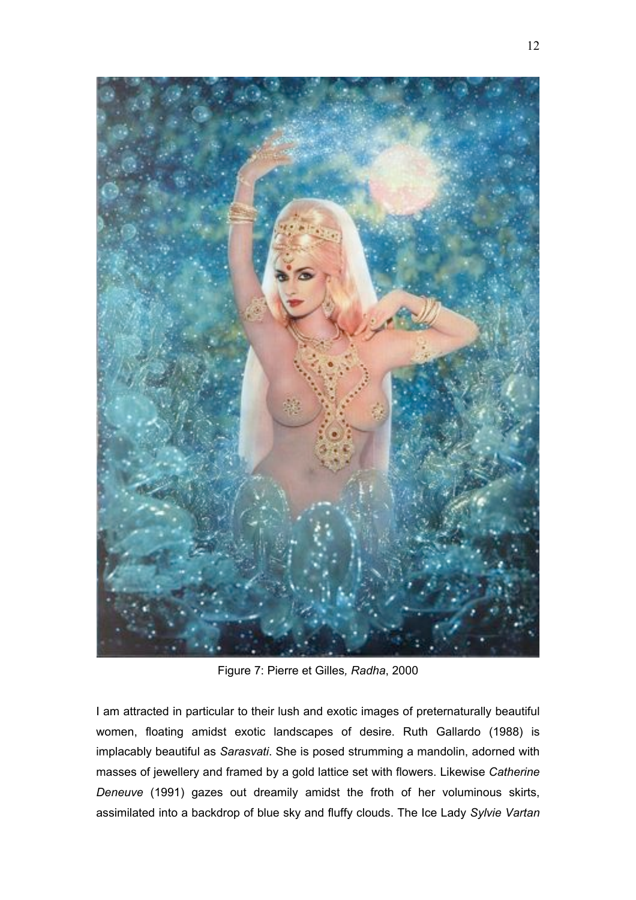Figure 7: Pierre et Gilles*, Radha*, 2000

I am attracted in particular to their lush and exotic images of preternaturally beautiful women, floating amidst exotic landscapes of desire. Ruth Gallardo (1988) is implacably beautiful as *Sarasvati*. She is posed strumming a mandolin, adorned with masses of jewellery and framed by a gold lattice set with flowers. Likewise *Catherine Deneuve* (1991) gazes out dreamily amidst the froth of her voluminous skirts, assimilated into a backdrop of blue sky and fluffy clouds. The Ice Lady *Sylvie Vartan*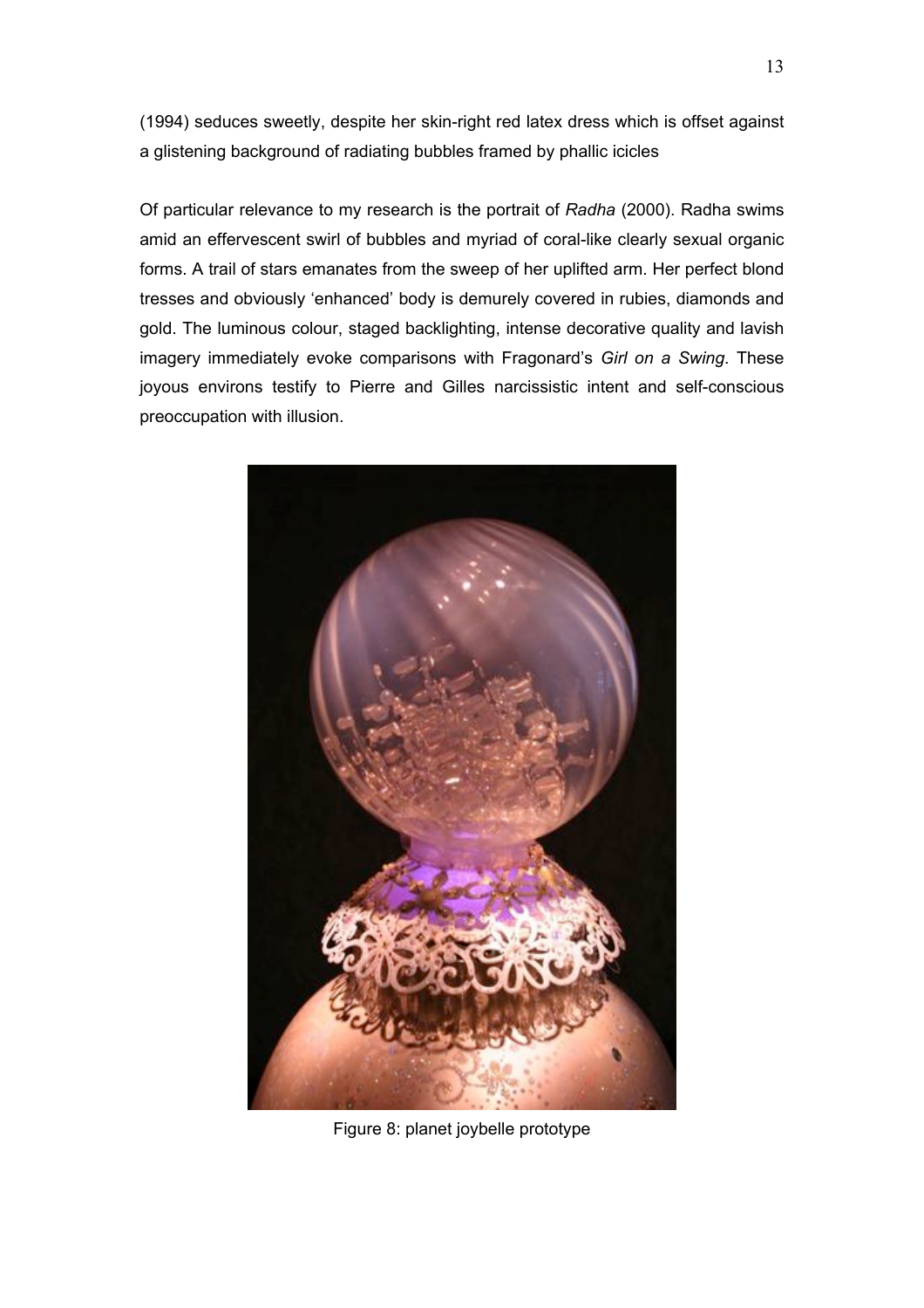(1994) seduces sweetly, despite her skin-right red latex dress which is offset against a glistening background of radiating bubbles framed by phallic icicles

Of particular relevance to my research is the portrait of *Radha* (2000). Radha swims amid an effervescent swirl of bubbles and myriad of coral-like clearly sexual organic forms. A trail of stars emanates from the sweep of her uplifted arm. Her perfect blond tresses and obviously 'enhanced' body is demurely covered in rubies, diamonds and gold. The luminous colour, staged backlighting, intense decorative quality and lavish imagery immediately evoke comparisons with Fragonard's *Girl on a Swing*. These joyous environs testify to Pierre and Gilles narcissistic intent and self-conscious preoccupation with illusion.

Figure 8: planet joybelle prototype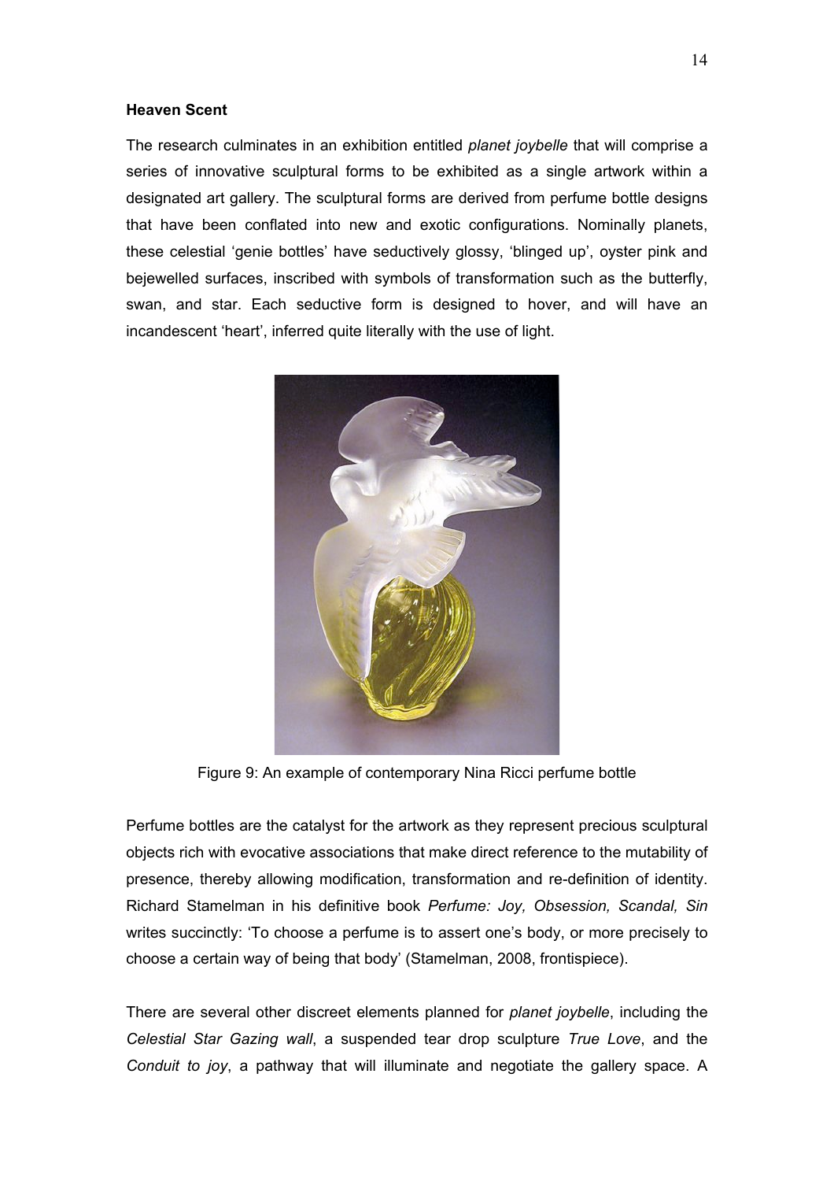**Heaven Scent**

The research culminates in an exhibition entitled *planet joybelle* that will comprise a series of innovative sculptural forms to be exhibited as a single artwork within a designated art gallery. The sculptural forms are derived from perfume bottle designs that have been conflated into new and exotic configurations. Nominally planets, these celestial 'genie bottles' have seductively glossy, 'blinged up', oyster pink and bejewelled surfaces, inscribed with symbols of transformation such as the butterfly, swan, and star. Each seductive form is designed to hover, and will have an incandescent 'heart', inferred quite literally with the use of light.

Figure 9: An example of contemporary Nina Ricci perfume bottle

Perfume bottles are the catalyst for the artwork as they represent precious sculptural objects rich with evocative associations that make direct reference to the mutability of presence, thereby allowing modification, transformation and re-definition of identity. Richard Stamelman in his definitive book *Perfume: Joy, Obsession, Scandal, Sin* writes succinctly: 'To choose a perfume is to assert one's body, or more precisely to choose a certain way of being that body' (Stamelman, 2008, frontispiece).

There are several other discreet elements planned for *planet joybelle*, including the *Celestial Star Gazing wall*, a suspended tear drop sculpture *True Love*, and the *Conduit to joy*, a pathway that will illuminate and negotiate the gallery space. A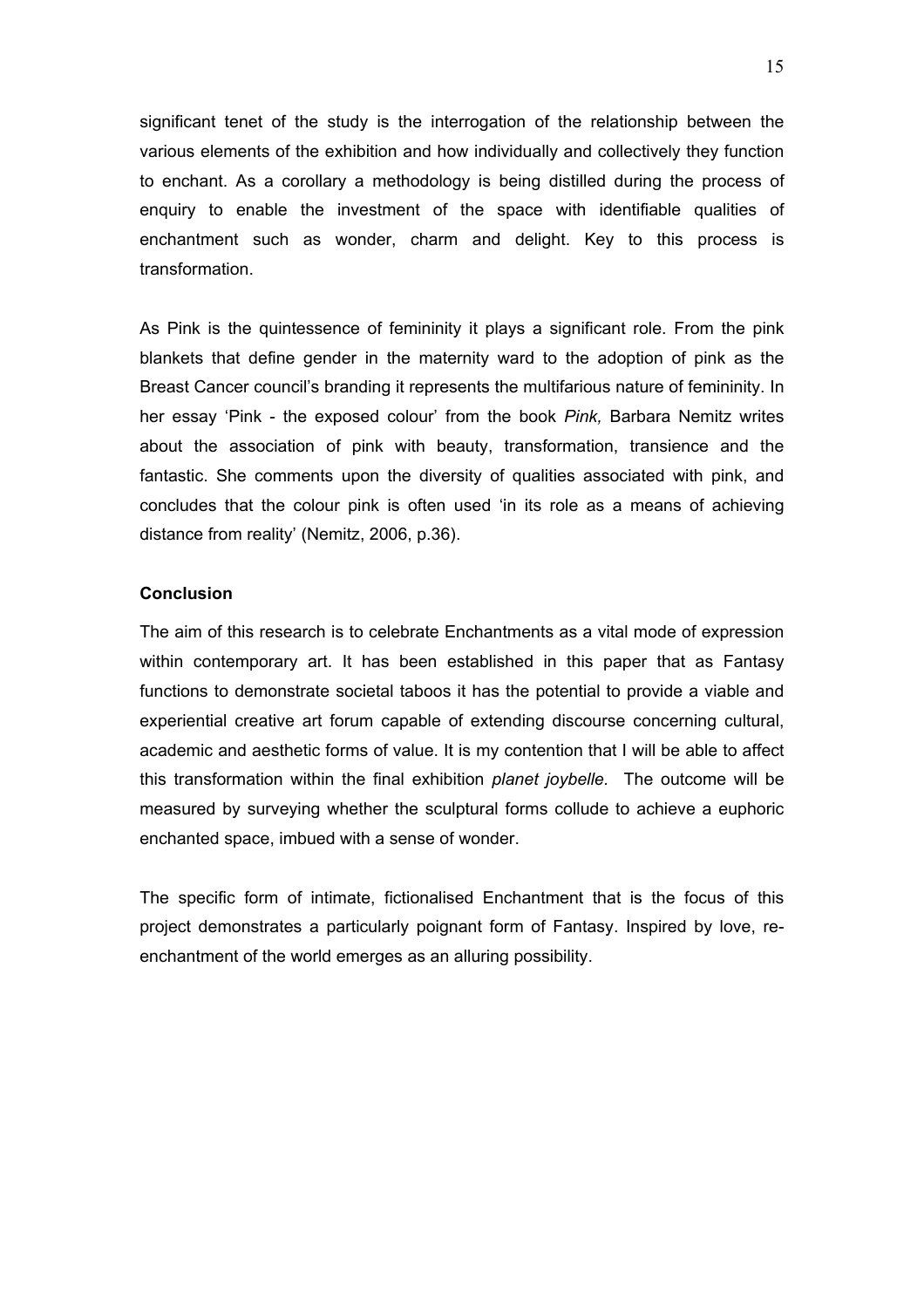significant tenet of the study is the interrogation of the relationship between the various elements of the exhibition and how individually and collectively they function to enchant. As a corollary a methodology is being distilled during the process of enquiry to enable the investment of the space with identifiable qualities of enchantment such as wonder, charm and delight. Key to this process is transformation.

As Pink is the quintessence of femininity it plays a significant role. From the pink blankets that define gender in the maternity ward to the adoption of pink as the Breast Cancer council's branding it represents the multifarious nature of femininity. In her essay 'Pink - the exposed colour' from the book *Pink,* Barbara Nemitz writes about the association of pink with beauty, transformation, transience and the fantastic. She comments upon the diversity of qualities associated with pink, and concludes that the colour pink is often used 'in its role as a means of achieving distance from reality' (Nemitz, 2006, p.36).

**Conclusion**

The aim of this research is to celebrate Enchantments as a vital mode of expression within contemporary art. It has been established in this paper that as Fantasy functions to demonstrate societal taboos it has the potential to provide a viable and experiential creative art forum capable of extending discourse concerning cultural, academic and aesthetic forms of value. It is my contention that I will be able to affect this transformation within the final exhibition *planet joybelle.* The outcome will be measured by surveying whether the sculptural forms collude to achieve a euphoric enchanted space, imbued with a sense of wonder.

The specific form of intimate, fictionalised Enchantment that is the focus of this project demonstrates a particularly poignant form of Fantasy. Inspired by love, re-enchantment of the world emerges as an alluring possibility.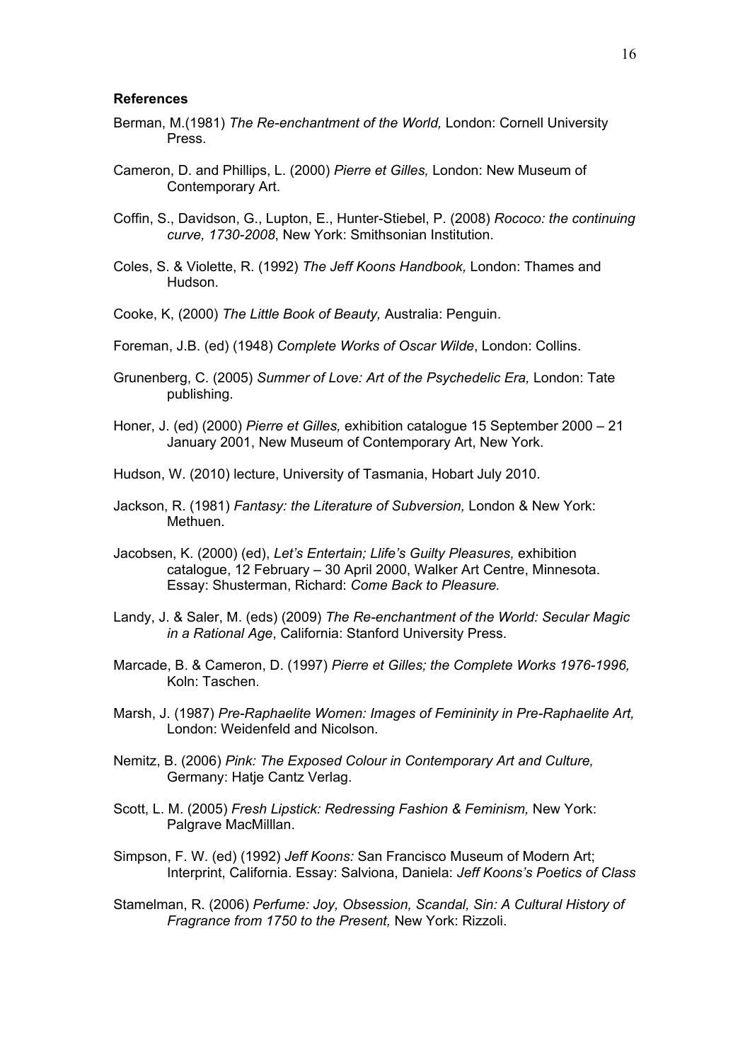**References**

Berman, M.(1981) *The Re-enchantment of the World,* London: Cornell University Press.

Cameron, D. and Phillips, L. (2000) *Pierre et Gilles,* London: New Museum of Contemporary Art.

Coffin, S., Davidson, G., Lupton, E., Hunter-Stiebel, P. (2008) *Rococo: the continuing curve, 1730-2008*, New York: Smithsonian Institution.

Coles, S. & Violette, R. (1992) *The Jeff Koons Handbook,* London: Thames and Hudson.

Cooke, K, (2000) *The Little Book of Beauty,* Australia: Penguin.

Foreman, J.B. (ed) (1948) *Complete Works of Oscar Wilde*, London: Collins.

Grunenberg, C. (2005) *Summer of Love: Art of the Psychedelic Era,* London: Tate publishing.

Honer, J. (ed) (2000) *Pierre et Gilles,* exhibition catalogue 15 September 2000 – 21 January 2001, New Museum of Contemporary Art, New York.

Hudson, W. (2010) lecture, University of Tasmania, Hobart July 2010.

Jackson, R. (1981) *Fantasy: the Literature of Subversion,* London & New York: Methuen.

Jacobsen, K. (2000) (ed), *Let's Entertain; Llife's Guilty Pleasures,* exhibition catalogue, 12 February – 30 April 2000, Walker Art Centre, Minnesota. Essay: Shusterman, Richard: *Come Back to Pleasure.*

Landy, J. & Saler, M. (eds) (2009) *The Re-enchantment of the World: Secular Magic in a Rational Age*, California: Stanford University Press.

Marcade, B. & Cameron, D. (1997) *Pierre et Gilles; the Complete Works 1976-1996,* Koln: Taschen.

Marsh, J. (1987) *Pre-Raphaelite Women: Images of Femininity in Pre-Raphaelite Art,* London: Weidenfeld and Nicolson.

Nemitz, B. (2006) *Pink: The Exposed Colour in Contemporary Art and Culture,* Germany: Hatje Cantz Verlag.

Scott, L. M. (2005) *Fresh Lipstick: Redressing Fashion & Feminism,* New York: Palgrave MacMilllan.

Simpson, F. W. (ed) (1992) *Jeff Koons:* San Francisco Museum of Modern Art; Interprint, California. Essay: Salviona, Daniela: *Jeff Koons's Poetics of Class*

Stamelman, R. (2006) *Perfume: Joy, Obsession, Scandal, Sin: A Cultural History of Fragrance from 1750 to the Present,* New York: Rizzoli.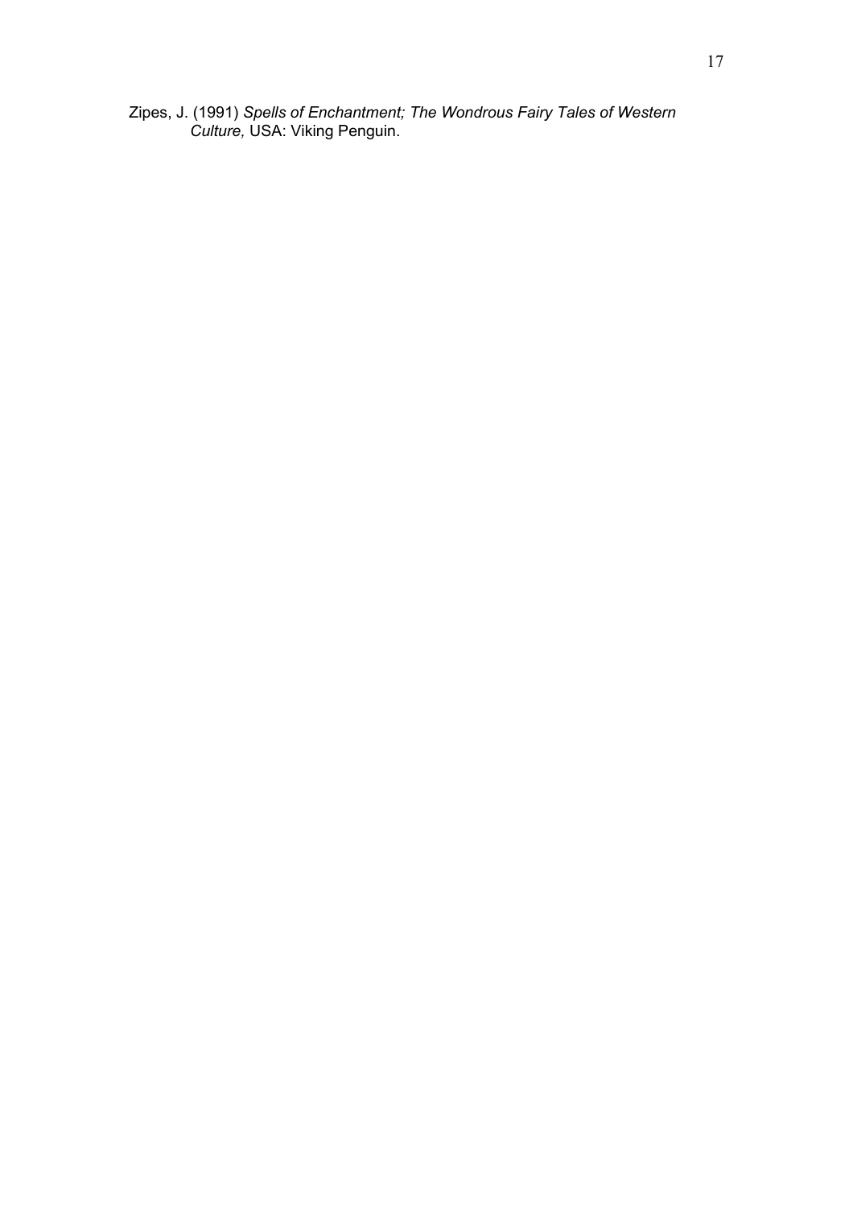Zipes, J. (1991) *Spells of Enchantment; The Wondrous Fairy Tales of Western Culture,* USA: Viking Penguin.